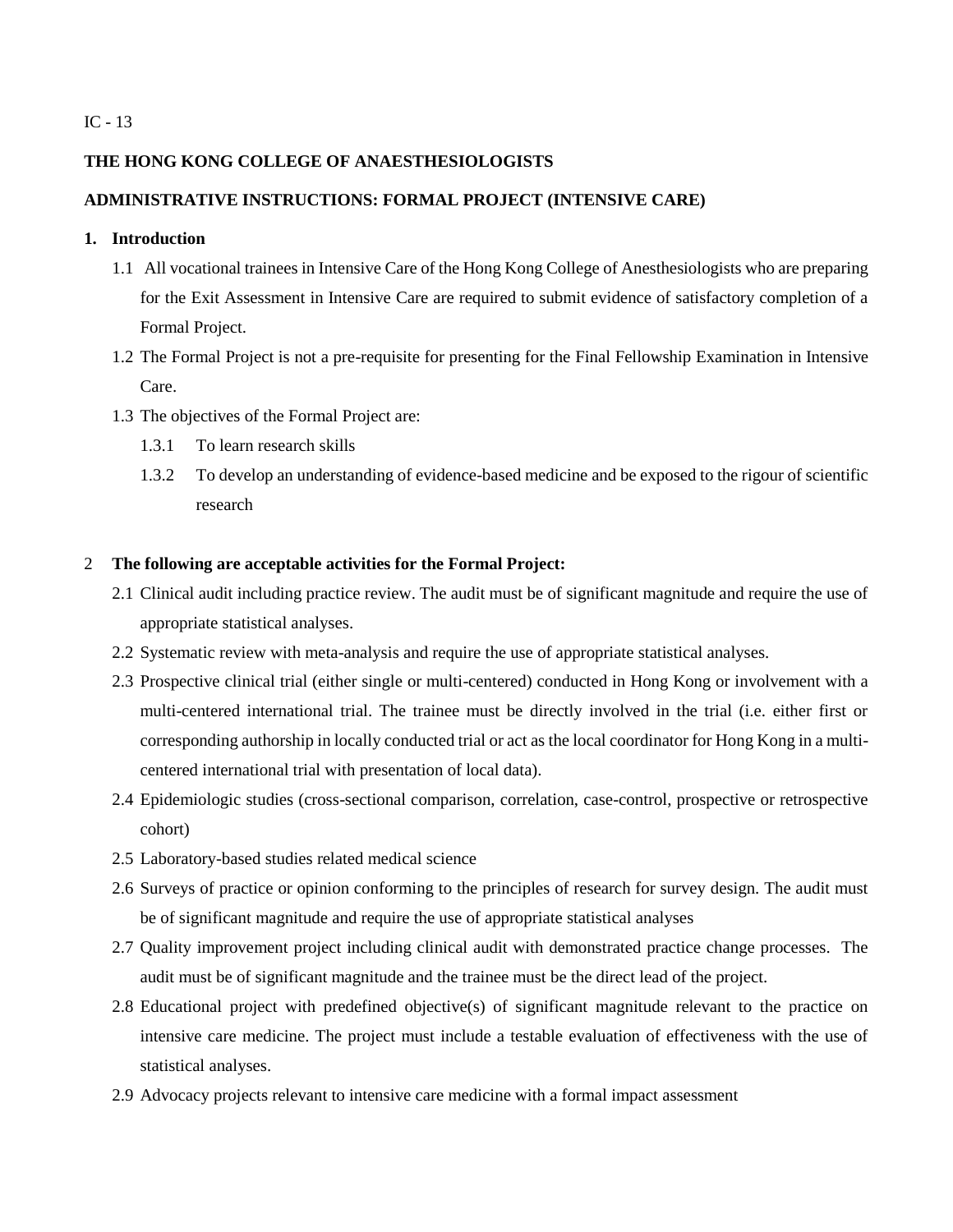IC - 13

**THE HONG KONG COLLEGE OF ANAESTHESIOLOGISTS**

**ADMINISTRATIVE INSTRUCTIONS: FORMAL PROJECT (INTENSIVE CARE)**

## 1. Introduction

1.1 All vocational trainees in Intensive Care of the Hong Kong College of Anesthesiologists who are preparing for the Exit Assessment in Intensive Care are required to submit evidence of satisfactory completion of a Formal Project.

1.2 The Formal Project is not a pre-requisite for presenting for the Final Fellowship Examination in Intensive Care.

1.3 The objectives of the Formal Project are:

1.3.1 To learn research skills

1.3.2 To develop an understanding of evidence-based medicine and be exposed to the rigour of scientific research

## 2 The following are acceptable activities for the Formal Project:

2.1 Clinical audit including practice review. The audit must be of significant magnitude and require the use of appropriate statistical analyses.

2.2 Systematic review with meta-analysis and require the use of appropriate statistical analyses.

2.3 Prospective clinical trial (either single or multi-centered) conducted in Hong Kong or involvement with a multi-centered international trial. The trainee must be directly involved in the trial (i.e. either first or corresponding authorship in locally conducted trial or act as the local coordinator for Hong Kong in a multi-centered international trial with presentation of local data).

2.4 Epidemiologic studies (cross-sectional comparison, correlation, case-control, prospective or retrospective cohort)

2.5 Laboratory-based studies related medical science

2.6 Surveys of practice or opinion conforming to the principles of research for survey design. The audit must be of significant magnitude and require the use of appropriate statistical analyses

2.7 Quality improvement project including clinical audit with demonstrated practice change processes. The audit must be of significant magnitude and the trainee must be the direct lead of the project.

2.8 Educational project with predefined objective(s) of significant magnitude relevant to the practice on intensive care medicine. The project must include a testable evaluation of effectiveness with the use of statistical analyses.

2.9 Advocacy projects relevant to intensive care medicine with a formal impact assessment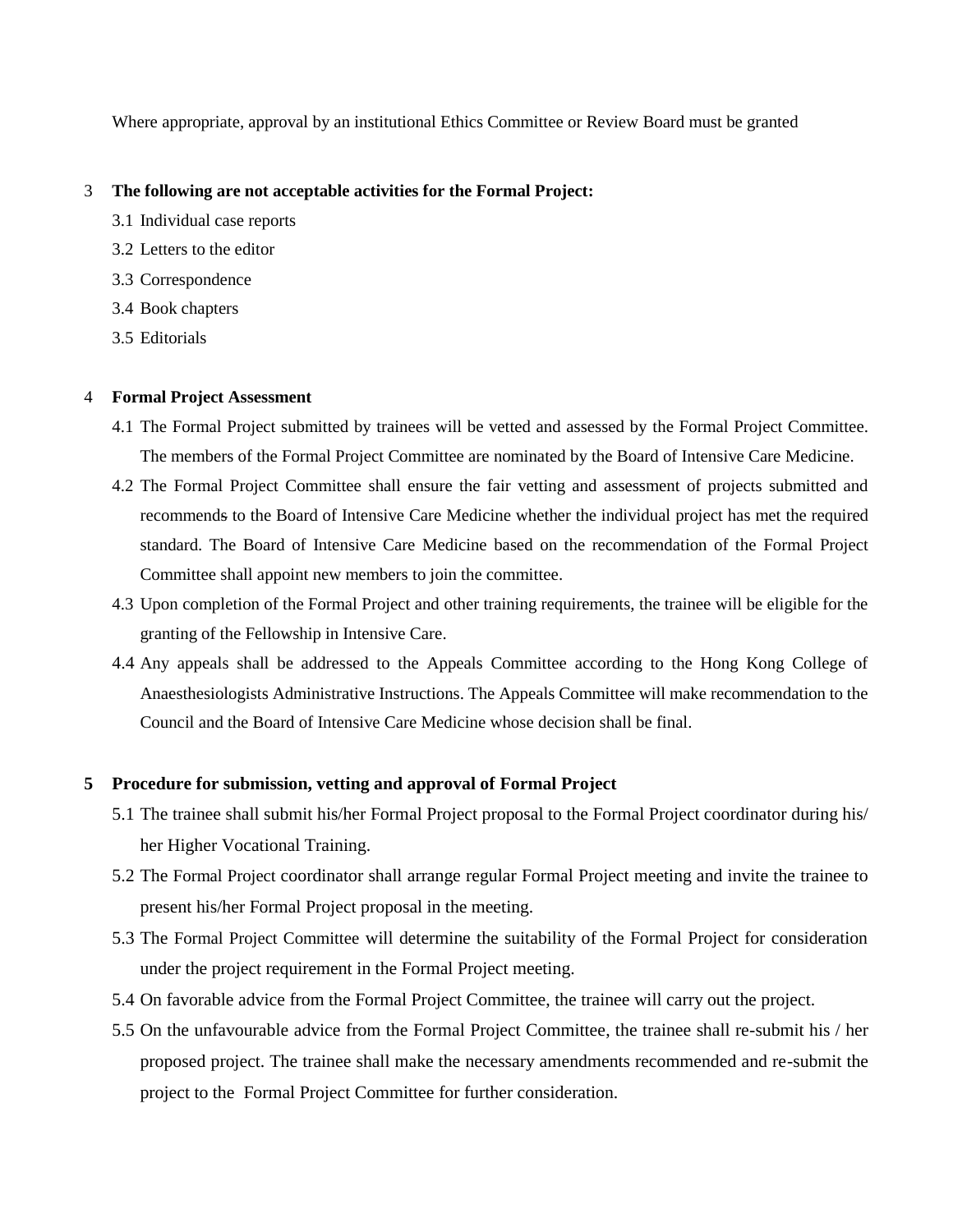Where appropriate, approval by an institutional Ethics Committee or Review Board must be granted

3 **The following are not acceptable activities for the Formal Project:**

3.1 Individual case reports

3.2 Letters to the editor

3.3 Correspondence

3.4 Book chapters

3.5 Editorials

4 **Formal Project Assessment**

4.1 The Formal Project submitted by trainees will be vetted and assessed by the Formal Project Committee. The members of the Formal Project Committee are nominated by the Board of Intensive Care Medicine.

4.2 The Formal Project Committee shall ensure the fair vetting and assessment of projects submitted and recommends to the Board of Intensive Care Medicine whether the individual project has met the required standard. The Board of Intensive Care Medicine based on the recommendation of the Formal Project Committee shall appoint new members to join the committee.

4.3 Upon completion of the Formal Project and other training requirements, the trainee will be eligible for the granting of the Fellowship in Intensive Care.

4.4 Any appeals shall be addressed to the Appeals Committee according to the Hong Kong College of Anaesthesiologists Administrative Instructions. The Appeals Committee will make recommendation to the Council and the Board of Intensive Care Medicine whose decision shall be final.

**5 Procedure for submission, vetting and approval of Formal Project**

5.1 The trainee shall submit his/her Formal Project proposal to the Formal Project coordinator during his/ her Higher Vocational Training.

5.2 The Formal Project coordinator shall arrange regular Formal Project meeting and invite the trainee to present his/her Formal Project proposal in the meeting.

5.3 The Formal Project Committee will determine the suitability of the Formal Project for consideration under the project requirement in the Formal Project meeting.

5.4 On favorable advice from the Formal Project Committee, the trainee will carry out the project.

5.5 On the unfavourable advice from the Formal Project Committee, the trainee shall re-submit his / her proposed project. The trainee shall make the necessary amendments recommended and re-submit the project to the Formal Project Committee for further consideration.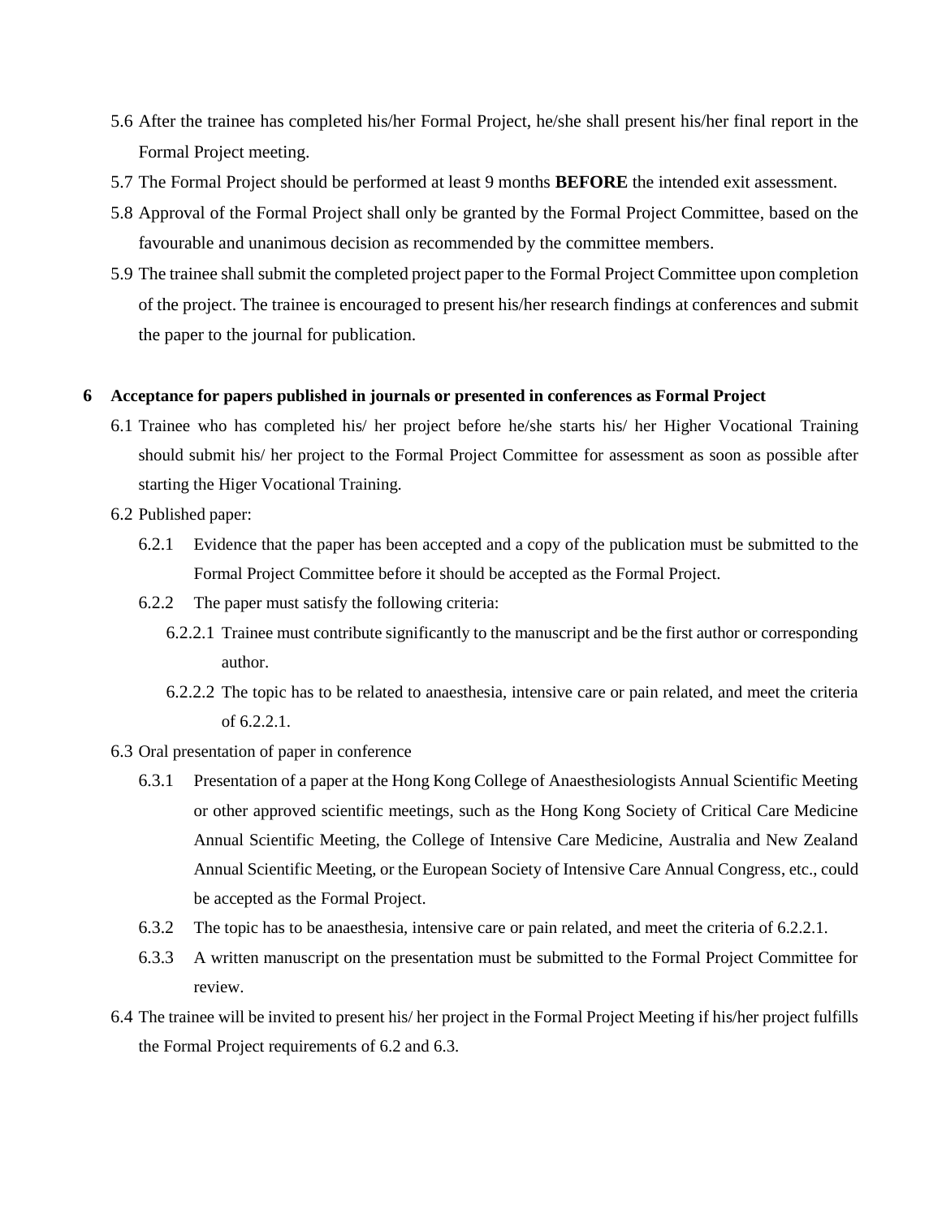5.6 After the trainee has completed his/her Formal Project, he/she shall present his/her final report in the Formal Project meeting.

5.7 The Formal Project should be performed at least 9 months **BEFORE** the intended exit assessment.

5.8 Approval of the Formal Project shall only be granted by the Formal Project Committee, based on the favourable and unanimous decision as recommended by the committee members.

5.9 The trainee shall submit the completed project paper to the Formal Project Committee upon completion of the project. The trainee is encouraged to present his/her research findings at conferences and submit the paper to the journal for publication.

## 6 Acceptance for papers published in journals or presented in conferences as Formal Project

6.1 Trainee who has completed his/ her project before he/she starts his/ her Higher Vocational Training should submit his/ her project to the Formal Project Committee for assessment as soon as possible after starting the Higer Vocational Training.

6.2 Published paper:

6.2.1 Evidence that the paper has been accepted and a copy of the publication must be submitted to the Formal Project Committee before it should be accepted as the Formal Project.

6.2.2 The paper must satisfy the following criteria:

6.2.2.1 Trainee must contribute significantly to the manuscript and be the first author or corresponding author.

6.2.2.2 The topic has to be related to anaesthesia, intensive care or pain related, and meet the criteria of 6.2.2.1.

6.3 Oral presentation of paper in conference

6.3.1 Presentation of a paper at the Hong Kong College of Anaesthesiologists Annual Scientific Meeting or other approved scientific meetings, such as the Hong Kong Society of Critical Care Medicine Annual Scientific Meeting, the College of Intensive Care Medicine, Australia and New Zealand Annual Scientific Meeting, or the European Society of Intensive Care Annual Congress, etc., could be accepted as the Formal Project.

6.3.2 The topic has to be anaesthesia, intensive care or pain related, and meet the criteria of 6.2.2.1.

6.3.3 A written manuscript on the presentation must be submitted to the Formal Project Committee for review.

6.4 The trainee will be invited to present his/ her project in the Formal Project Meeting if his/her project fulfills the Formal Project requirements of 6.2 and 6.3.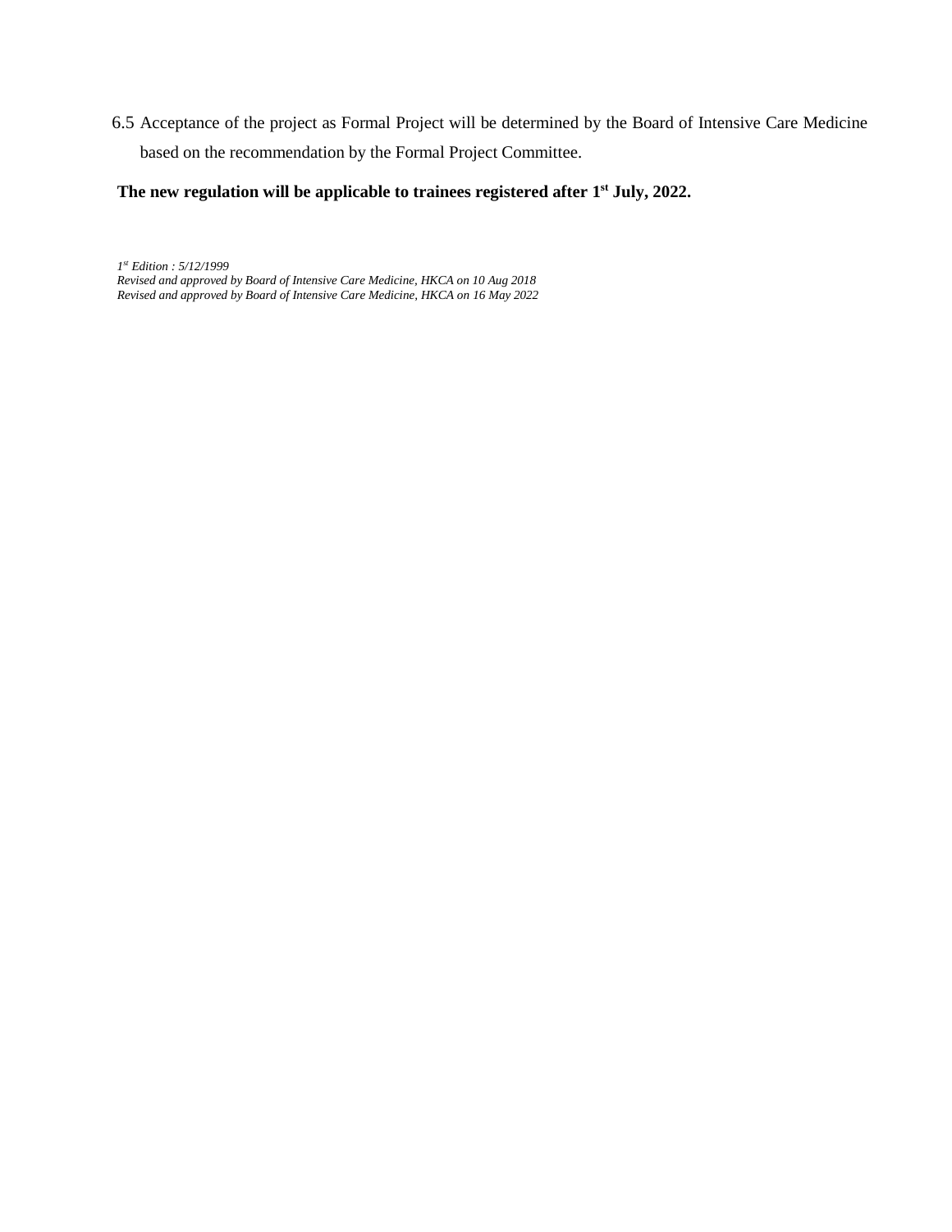6.5 Acceptance of the project as Formal Project will be determined by the Board of Intensive Care Medicine based on the recommendation by the Formal Project Committee.

**The new regulation will be applicable to trainees registered after 1st July, 2022.**

*1st Edition : 5/12/1999*
*Revised and approved by Board of Intensive Care Medicine, HKCA on 10 Aug 2018*
*Revised and approved by Board of Intensive Care Medicine, HKCA on 16 May 2022*